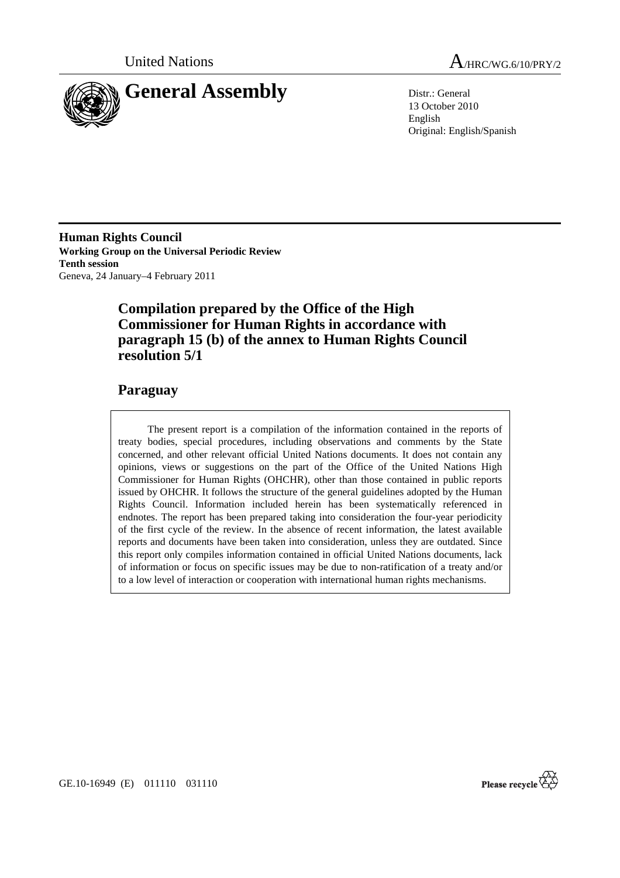United Nations

A/HRC/WG.6/10/PRY/2

# General Assembly

Distr.: General
13 October 2010
English
Original: English/Spanish

**Human Rights Council**
**Working Group on the Universal Periodic Review**
**Tenth session**
Geneva, 24 January–4 February 2011

## Compilation prepared by the Office of the High Commissioner for Human Rights in accordance with paragraph 15 (b) of the annex to Human Rights Council resolution 5/1

## Paraguay

The present report is a compilation of the information contained in the reports of treaty bodies, special procedures, including observations and comments by the State concerned, and other relevant official United Nations documents. It does not contain any opinions, views or suggestions on the part of the Office of the United Nations High Commissioner for Human Rights (OHCHR), other than those contained in public reports issued by OHCHR. It follows the structure of the general guidelines adopted by the Human Rights Council. Information included herein has been systematically referenced in endnotes. The report has been prepared taking into consideration the four-year periodicity of the first cycle of the review. In the absence of recent information, the latest available reports and documents have been taken into consideration, unless they are outdated. Since this report only compiles information contained in official United Nations documents, lack of information or focus on specific issues may be due to non-ratification of a treaty and/or to a low level of interaction or cooperation with international human rights mechanisms.

GE.10-16949 (E) 011110 031110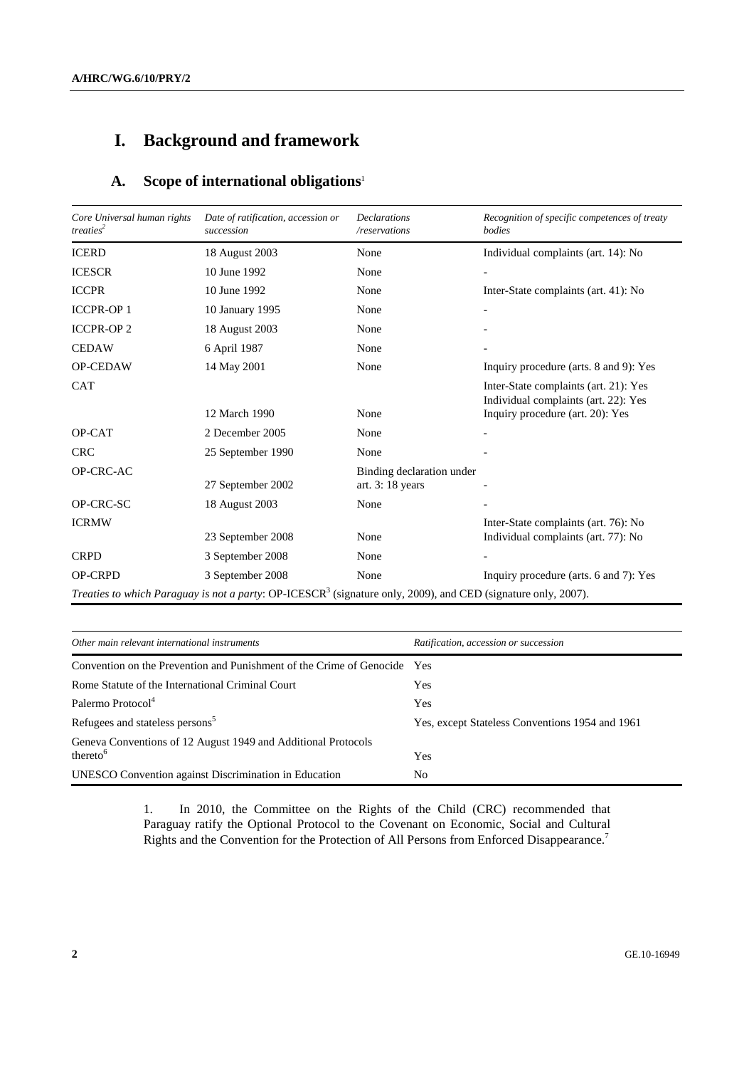# I. Background and framework

## A. Scope of international obligations[1]

| *Core Universal human rights treaties*[2] | *Date of ratification, accession or succession* | *Declarations /reservations* | *Recognition of specific competences of treaty bodies* |
|---|---|---|---|
| ICERD | 18 August 2003 | None | Individual complaints (art. 14): No |
| ICESCR | 10 June 1992 | None | - |
| ICCPR | 10 June 1992 | None | Inter-State complaints (art. 41): No |
| ICCPR-OP 1 | 10 January 1995 | None | - |
| ICCPR-OP 2 | 18 August 2003 | None | - |
| CEDAW | 6 April 1987 | None | - |
| OP-CEDAW | 14 May 2001 | None | Inquiry procedure (arts. 8 and 9): Yes |
| CAT | 12 March 1990 | None | Inter-State complaints (art. 21): Yes<br>Individual complaints (art. 22): Yes<br>Inquiry procedure (art. 20): Yes |
| OP-CAT | 2 December 2005 | None | - |
| CRC | 25 September 1990 | None | - |
| OP-CRC-AC | 27 September 2002 | Binding declaration under art. 3: 18 years | - |
| OP-CRC-SC | 18 August 2003 | None | - |
| ICRMW | 23 September 2008 | None | Inter-State complaints (art. 76): No<br>Individual complaints (art. 77): No |
| CRPD | 3 September 2008 | None | - |
| OP-CRPD | 3 September 2008 | None | Inquiry procedure (arts. 6 and 7): Yes |

*Treaties to which Paraguay is not a party*: OP-ICESCR[3] (signature only, 2009), and CED (signature only, 2007).

| *Other main relevant international instruments* | *Ratification, accession or succession* |
|---|---|
| Convention on the Prevention and Punishment of the Crime of Genocide | Yes |
| Rome Statute of the International Criminal Court | Yes |
| Palermo Protocol[4] | Yes |
| Refugees and stateless persons[5] | Yes, except Stateless Conventions 1954 and 1961 |
| Geneva Conventions of 12 August 1949 and Additional Protocols thereto[6] | Yes |
| UNESCO Convention against Discrimination in Education | No |

1. In 2010, the Committee on the Rights of the Child (CRC) recommended that Paraguay ratify the Optional Protocol to the Covenant on Economic, Social and Cultural Rights and the Convention for the Protection of All Persons from Enforced Disappearance.[7]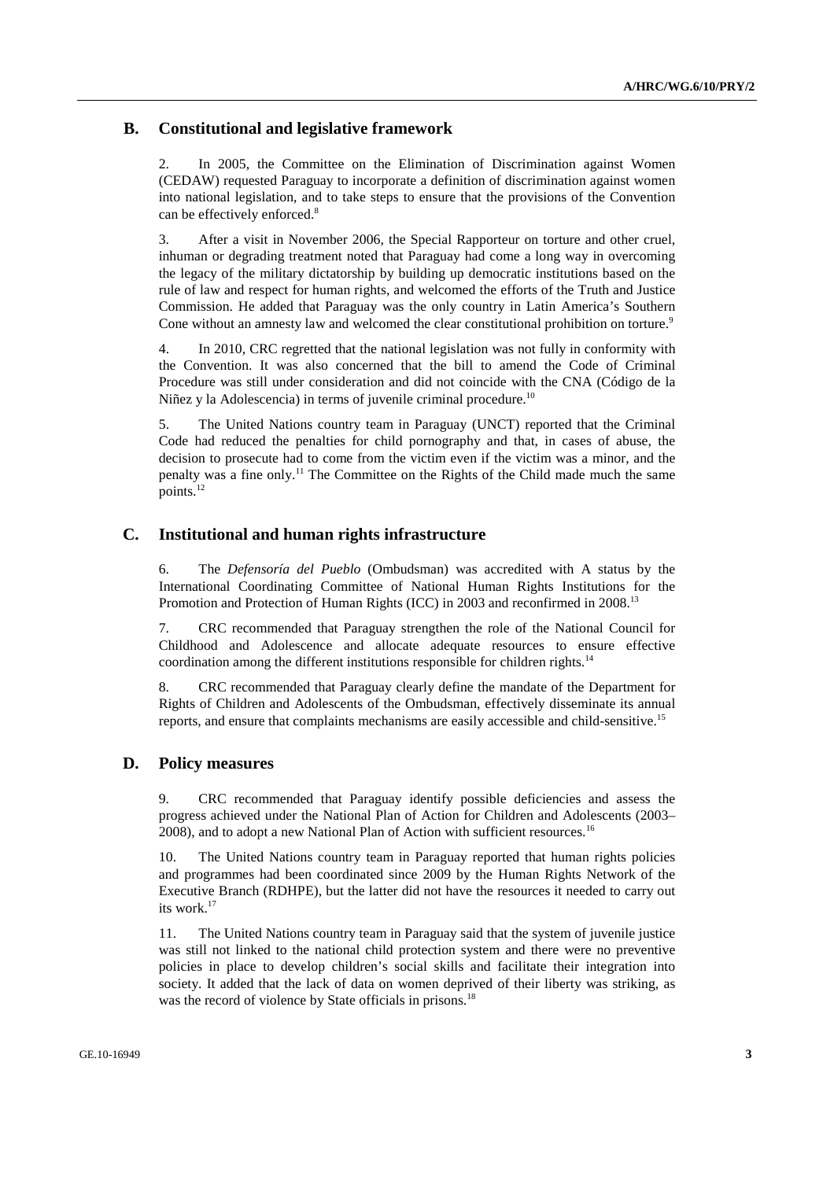## B. Constitutional and legislative framework

2. In 2005, the Committee on the Elimination of Discrimination against Women (CEDAW) requested Paraguay to incorporate a definition of discrimination against women into national legislation, and to take steps to ensure that the provisions of the Convention can be effectively enforced.[8]

3. After a visit in November 2006, the Special Rapporteur on torture and other cruel, inhuman or degrading treatment noted that Paraguay had come a long way in overcoming the legacy of the military dictatorship by building up democratic institutions based on the rule of law and respect for human rights, and welcomed the efforts of the Truth and Justice Commission. He added that Paraguay was the only country in Latin America's Southern Cone without an amnesty law and welcomed the clear constitutional prohibition on torture.[9]

4. In 2010, CRC regretted that the national legislation was not fully in conformity with the Convention. It was also concerned that the bill to amend the Code of Criminal Procedure was still under consideration and did not coincide with the CNA (Código de la Niñez y la Adolescencia) in terms of juvenile criminal procedure.[10]

5. The United Nations country team in Paraguay (UNCT) reported that the Criminal Code had reduced the penalties for child pornography and that, in cases of abuse, the decision to prosecute had to come from the victim even if the victim was a minor, and the penalty was a fine only.[11] The Committee on the Rights of the Child made much the same points.[12]

## C. Institutional and human rights infrastructure

6. The *Defensoría del Pueblo* (Ombudsman) was accredited with A status by the International Coordinating Committee of National Human Rights Institutions for the Promotion and Protection of Human Rights (ICC) in 2003 and reconfirmed in 2008.[13]

7. CRC recommended that Paraguay strengthen the role of the National Council for Childhood and Adolescence and allocate adequate resources to ensure effective coordination among the different institutions responsible for children rights.[14]

8. CRC recommended that Paraguay clearly define the mandate of the Department for Rights of Children and Adolescents of the Ombudsman, effectively disseminate its annual reports, and ensure that complaints mechanisms are easily accessible and child-sensitive.[15]

## D. Policy measures

9. CRC recommended that Paraguay identify possible deficiencies and assess the progress achieved under the National Plan of Action for Children and Adolescents (2003–2008), and to adopt a new National Plan of Action with sufficient resources.[16]

10. The United Nations country team in Paraguay reported that human rights policies and programmes had been coordinated since 2009 by the Human Rights Network of the Executive Branch (RDHPE), but the latter did not have the resources it needed to carry out its work.[17]

11. The United Nations country team in Paraguay said that the system of juvenile justice was still not linked to the national child protection system and there were no preventive policies in place to develop children's social skills and facilitate their integration into society. It added that the lack of data on women deprived of their liberty was striking, as was the record of violence by State officials in prisons.[18]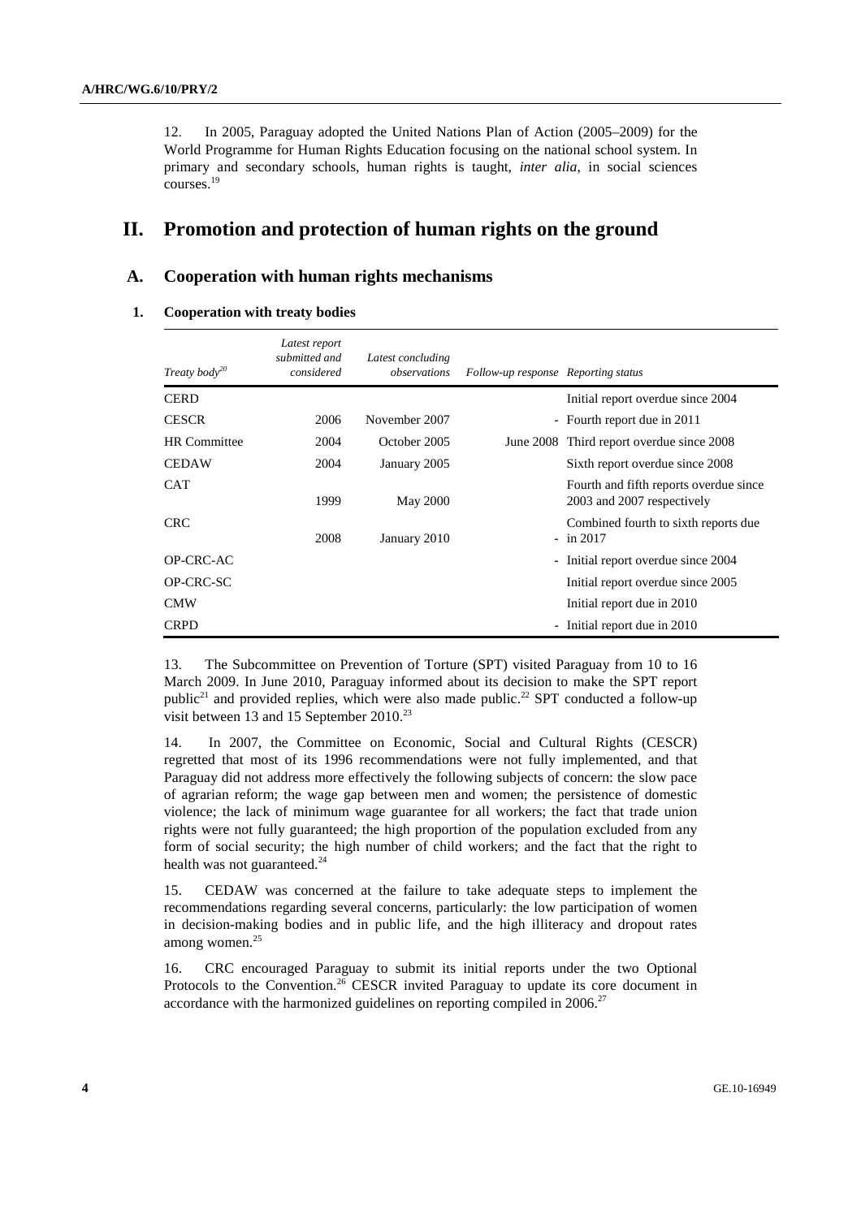12. In 2005, Paraguay adopted the United Nations Plan of Action (2005–2009) for the World Programme for Human Rights Education focusing on the national school system. In primary and secondary schools, human rights is taught, *inter alia*, in social sciences courses.[19]

# II. Promotion and protection of human rights on the ground

## A. Cooperation with human rights mechanisms

### 1. Cooperation with treaty bodies

| *Treaty body*[20] | *Latest report submitted and considered* | *Latest concluding observations* | *Follow-up response* | *Reporting status* |
|---|---|---|---|---|
| CERD | | | | Initial report overdue since 2004 |
| CESCR | 2006 | November 2007 | - | Fourth report due in 2011 |
| HR Committee | 2004 | October 2005 | June 2008 | Third report overdue since 2008 |
| CEDAW | 2004 | January 2005 | | Sixth report overdue since 2008 |
| CAT | 1999 | May 2000 | | Fourth and fifth reports overdue since 2003 and 2007 respectively |
| CRC | 2008 | January 2010 | - | Combined fourth to sixth reports due in 2017 |
| OP-CRC-AC | | | - | Initial report overdue since 2004 |
| OP-CRC-SC | | | | Initial report overdue since 2005 |
| CMW | | | | Initial report due in 2010 |
| CRPD | | | - | Initial report due in 2010 |

13. The Subcommittee on Prevention of Torture (SPT) visited Paraguay from 10 to 16 March 2009. In June 2010, Paraguay informed about its decision to make the SPT report public[21] and provided replies, which were also made public.[22] SPT conducted a follow-up visit between 13 and 15 September 2010.[23]

14. In 2007, the Committee on Economic, Social and Cultural Rights (CESCR) regretted that most of its 1996 recommendations were not fully implemented, and that Paraguay did not address more effectively the following subjects of concern: the slow pace of agrarian reform; the wage gap between men and women; the persistence of domestic violence; the lack of minimum wage guarantee for all workers; the fact that trade union rights were not fully guaranteed; the high proportion of the population excluded from any form of social security; the high number of child workers; and the fact that the right to health was not guaranteed.[24]

15. CEDAW was concerned at the failure to take adequate steps to implement the recommendations regarding several concerns, particularly: the low participation of women in decision-making bodies and in public life, and the high illiteracy and dropout rates among women.[25]

16. CRC encouraged Paraguay to submit its initial reports under the two Optional Protocols to the Convention.[26] CESCR invited Paraguay to update its core document in accordance with the harmonized guidelines on reporting compiled in 2006.[27]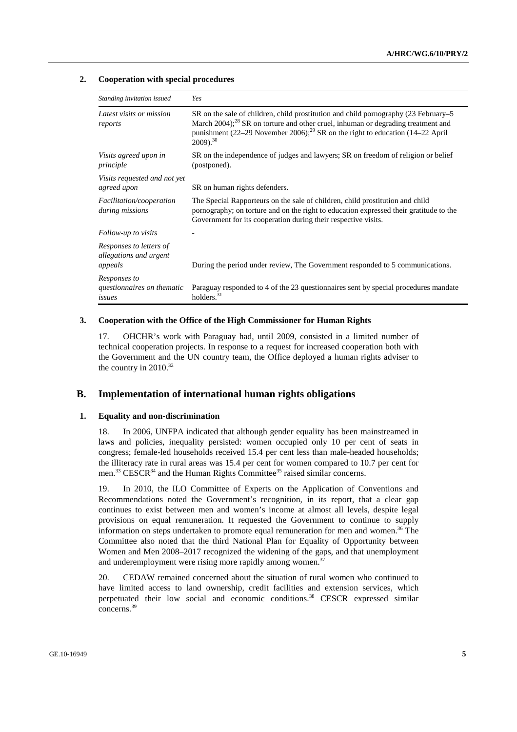### 2. Cooperation with special procedures

| *Standing invitation issued* | *Yes* |
|---|---|
| *Latest visits or mission reports* | SR on the sale of children, child prostitution and child pornography (23 February–5 March 2004);[28] SR on torture and other cruel, inhuman or degrading treatment and punishment (22–29 November 2006);[29] SR on the right to education (14–22 April 2009).[30] |
| *Visits agreed upon in principle* | SR on the independence of judges and lawyers; SR on freedom of religion or belief (postponed). |
| *Visits requested and not yet agreed upon* | SR on human rights defenders. |
| *Facilitation/cooperation during missions* | The Special Rapporteurs on the sale of children, child prostitution and child pornography; on torture and on the right to education expressed their gratitude to the Government for its cooperation during their respective visits. |
| *Follow-up to visits* | - |
| *Responses to letters of allegations and urgent appeals* | During the period under review, The Government responded to 5 communications. |
| *Responses to questionnaires on thematic issues* | Paraguay responded to 4 of the 23 questionnaires sent by special procedures mandate holders.[31] |

### 3. Cooperation with the Office of the High Commissioner for Human Rights

17. OHCHR's work with Paraguay had, until 2009, consisted in a limited number of technical cooperation projects. In response to a request for increased cooperation both with the Government and the UN country team, the Office deployed a human rights adviser to the country in 2010.[32]

## B. Implementation of international human rights obligations

### 1. Equality and non-discrimination

18. In 2006, UNFPA indicated that although gender equality has been mainstreamed in laws and policies, inequality persisted: women occupied only 10 per cent of seats in congress; female-led households received 15.4 per cent less than male-headed households; the illiteracy rate in rural areas was 15.4 per cent for women compared to 10.7 per cent for men.[33] CESCR[34] and the Human Rights Committee[35] raised similar concerns.

19. In 2010, the ILO Committee of Experts on the Application of Conventions and Recommendations noted the Government's recognition, in its report, that a clear gap continues to exist between men and women's income at almost all levels, despite legal provisions on equal remuneration. It requested the Government to continue to supply information on steps undertaken to promote equal remuneration for men and women.[36] The Committee also noted that the third National Plan for Equality of Opportunity between Women and Men 2008–2017 recognized the widening of the gaps, and that unemployment and underemployment were rising more rapidly among women.[37]

20. CEDAW remained concerned about the situation of rural women who continued to have limited access to land ownership, credit facilities and extension services, which perpetuated their low social and economic conditions.[38] CESCR expressed similar concerns.[39]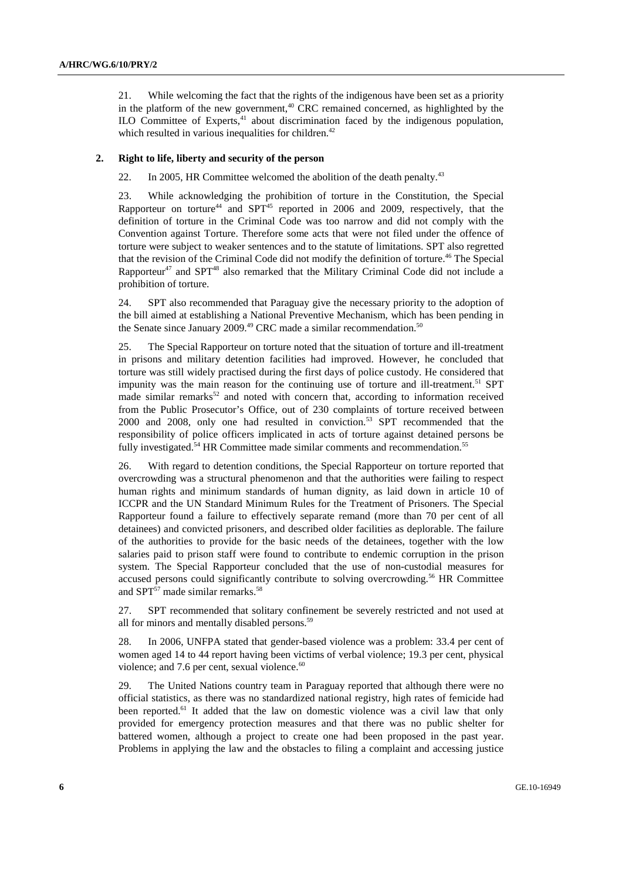21. While welcoming the fact that the rights of the indigenous have been set as a priority in the platform of the new government,[40] CRC remained concerned, as highlighted by the ILO Committee of Experts,[41] about discrimination faced by the indigenous population, which resulted in various inequalities for children.[42]

### 2. Right to life, liberty and security of the person

22. In 2005, HR Committee welcomed the abolition of the death penalty.[43]

23. While acknowledging the prohibition of torture in the Constitution, the Special Rapporteur on torture[44] and SPT[45] reported in 2006 and 2009, respectively, that the definition of torture in the Criminal Code was too narrow and did not comply with the Convention against Torture. Therefore some acts that were not filed under the offence of torture were subject to weaker sentences and to the statute of limitations. SPT also regretted that the revision of the Criminal Code did not modify the definition of torture.[46] The Special Rapporteur[47] and SPT[48] also remarked that the Military Criminal Code did not include a prohibition of torture.

24. SPT also recommended that Paraguay give the necessary priority to the adoption of the bill aimed at establishing a National Preventive Mechanism, which has been pending in the Senate since January 2009.[49] CRC made a similar recommendation.[50]

25. The Special Rapporteur on torture noted that the situation of torture and ill-treatment in prisons and military detention facilities had improved. However, he concluded that torture was still widely practised during the first days of police custody. He considered that impunity was the main reason for the continuing use of torture and ill-treatment.[51] SPT made similar remarks[52] and noted with concern that, according to information received from the Public Prosecutor's Office, out of 230 complaints of torture received between 2000 and 2008, only one had resulted in conviction.[53] SPT recommended that the responsibility of police officers implicated in acts of torture against detained persons be fully investigated.[54] HR Committee made similar comments and recommendation.[55]

26. With regard to detention conditions, the Special Rapporteur on torture reported that overcrowding was a structural phenomenon and that the authorities were failing to respect human rights and minimum standards of human dignity, as laid down in article 10 of ICCPR and the UN Standard Minimum Rules for the Treatment of Prisoners. The Special Rapporteur found a failure to effectively separate remand (more than 70 per cent of all detainees) and convicted prisoners, and described older facilities as deplorable. The failure of the authorities to provide for the basic needs of the detainees, together with the low salaries paid to prison staff were found to contribute to endemic corruption in the prison system. The Special Rapporteur concluded that the use of non-custodial measures for accused persons could significantly contribute to solving overcrowding.[56] HR Committee and SPT[57] made similar remarks.[58]

27. SPT recommended that solitary confinement be severely restricted and not used at all for minors and mentally disabled persons.[59]

28. In 2006, UNFPA stated that gender-based violence was a problem: 33.4 per cent of women aged 14 to 44 report having been victims of verbal violence; 19.3 per cent, physical violence; and 7.6 per cent, sexual violence.[60]

29. The United Nations country team in Paraguay reported that although there were no official statistics, as there was no standardized national registry, high rates of femicide had been reported.[61] It added that the law on domestic violence was a civil law that only provided for emergency protection measures and that there was no public shelter for battered women, although a project to create one had been proposed in the past year. Problems in applying the law and the obstacles to filing a complaint and accessing justice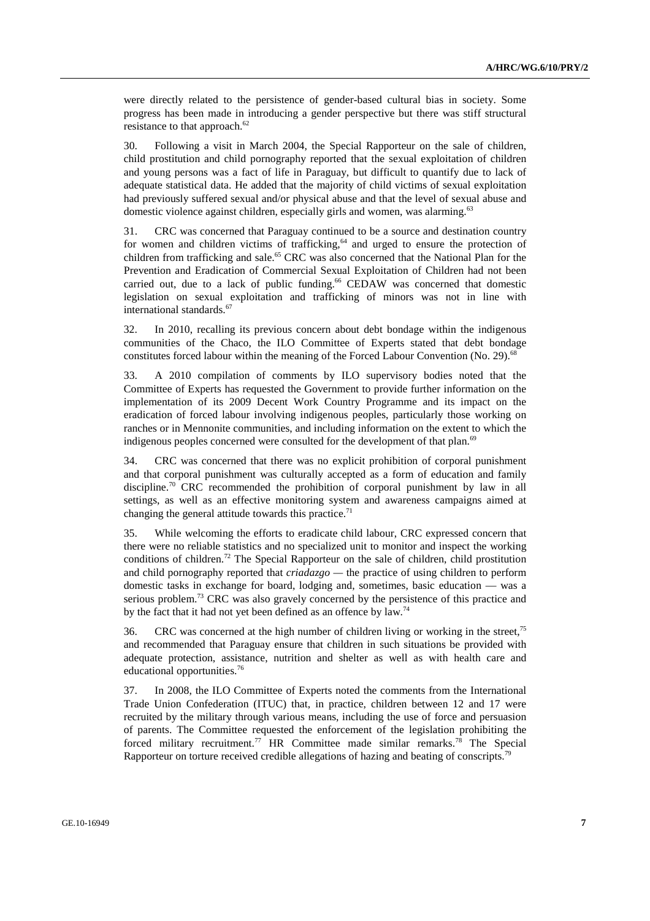were directly related to the persistence of gender-based cultural bias in society. Some progress has been made in introducing a gender perspective but there was stiff structural resistance to that approach.[62]

30. Following a visit in March 2004, the Special Rapporteur on the sale of children, child prostitution and child pornography reported that the sexual exploitation of children and young persons was a fact of life in Paraguay, but difficult to quantify due to lack of adequate statistical data. He added that the majority of child victims of sexual exploitation had previously suffered sexual and/or physical abuse and that the level of sexual abuse and domestic violence against children, especially girls and women, was alarming.[63]

31. CRC was concerned that Paraguay continued to be a source and destination country for women and children victims of trafficking,[64] and urged to ensure the protection of children from trafficking and sale.[65] CRC was also concerned that the National Plan for the Prevention and Eradication of Commercial Sexual Exploitation of Children had not been carried out, due to a lack of public funding.[66] CEDAW was concerned that domestic legislation on sexual exploitation and trafficking of minors was not in line with international standards.[67]

32. In 2010, recalling its previous concern about debt bondage within the indigenous communities of the Chaco, the ILO Committee of Experts stated that debt bondage constitutes forced labour within the meaning of the Forced Labour Convention (No. 29).[68]

33. A 2010 compilation of comments by ILO supervisory bodies noted that the Committee of Experts has requested the Government to provide further information on the implementation of its 2009 Decent Work Country Programme and its impact on the eradication of forced labour involving indigenous peoples, particularly those working on ranches or in Mennonite communities, and including information on the extent to which the indigenous peoples concerned were consulted for the development of that plan.[69]

34. CRC was concerned that there was no explicit prohibition of corporal punishment and that corporal punishment was culturally accepted as a form of education and family discipline.[70] CRC recommended the prohibition of corporal punishment by law in all settings, as well as an effective monitoring system and awareness campaigns aimed at changing the general attitude towards this practice.[71]

35. While welcoming the efforts to eradicate child labour, CRC expressed concern that there were no reliable statistics and no specialized unit to monitor and inspect the working conditions of children.[72] The Special Rapporteur on the sale of children, child prostitution and child pornography reported that *criadazgo* — the practice of using children to perform domestic tasks in exchange for board, lodging and, sometimes, basic education — was a serious problem.[73] CRC was also gravely concerned by the persistence of this practice and by the fact that it had not yet been defined as an offence by law.[74]

36. CRC was concerned at the high number of children living or working in the street,[75] and recommended that Paraguay ensure that children in such situations be provided with adequate protection, assistance, nutrition and shelter as well as with health care and educational opportunities.[76]

37. In 2008, the ILO Committee of Experts noted the comments from the International Trade Union Confederation (ITUC) that, in practice, children between 12 and 17 were recruited by the military through various means, including the use of force and persuasion of parents. The Committee requested the enforcement of the legislation prohibiting the forced military recruitment.[77] HR Committee made similar remarks.[78] The Special Rapporteur on torture received credible allegations of hazing and beating of conscripts.[79]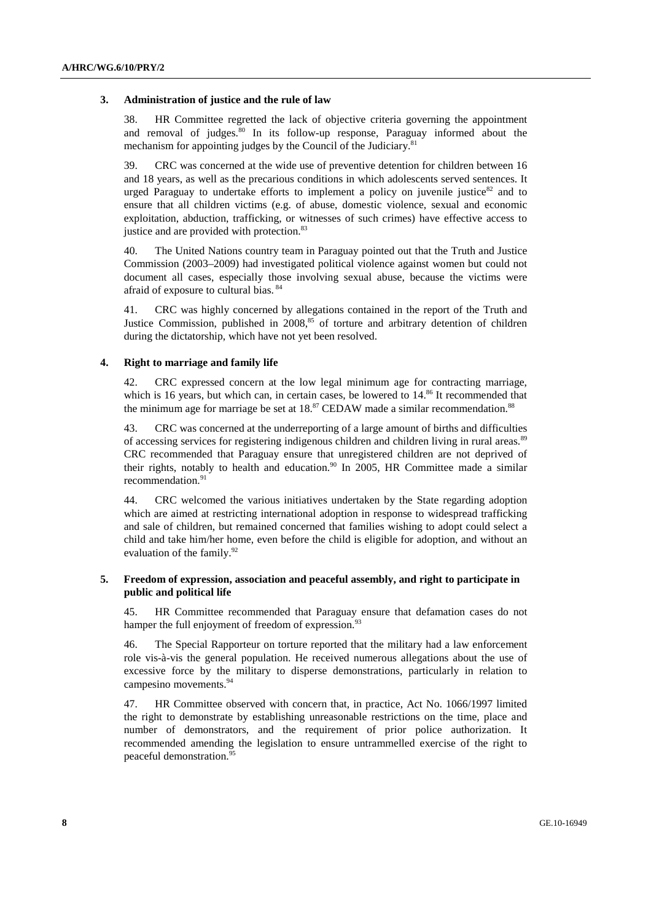### 3. Administration of justice and the rule of law

38. HR Committee regretted the lack of objective criteria governing the appointment and removal of judges.[80] In its follow-up response, Paraguay informed about the mechanism for appointing judges by the Council of the Judiciary.[81]

39. CRC was concerned at the wide use of preventive detention for children between 16 and 18 years, as well as the precarious conditions in which adolescents served sentences. It urged Paraguay to undertake efforts to implement a policy on juvenile justice[82] and to ensure that all children victims (e.g. of abuse, domestic violence, sexual and economic exploitation, abduction, trafficking, or witnesses of such crimes) have effective access to justice and are provided with protection.[83]

40. The United Nations country team in Paraguay pointed out that the Truth and Justice Commission (2003–2009) had investigated political violence against women but could not document all cases, especially those involving sexual abuse, because the victims were afraid of exposure to cultural bias.[84]

41. CRC was highly concerned by allegations contained in the report of the Truth and Justice Commission, published in 2008,[85] of torture and arbitrary detention of children during the dictatorship, which have not yet been resolved.

### 4. Right to marriage and family life

42. CRC expressed concern at the low legal minimum age for contracting marriage, which is 16 years, but which can, in certain cases, be lowered to 14.[86] It recommended that the minimum age for marriage be set at 18.[87] CEDAW made a similar recommendation.[88]

43. CRC was concerned at the underreporting of a large amount of births and difficulties of accessing services for registering indigenous children and children living in rural areas.[89] CRC recommended that Paraguay ensure that unregistered children are not deprived of their rights, notably to health and education.[90] In 2005, HR Committee made a similar recommendation.[91]

44. CRC welcomed the various initiatives undertaken by the State regarding adoption which are aimed at restricting international adoption in response to widespread trafficking and sale of children, but remained concerned that families wishing to adopt could select a child and take him/her home, even before the child is eligible for adoption, and without an evaluation of the family.[92]

### 5. Freedom of expression, association and peaceful assembly, and right to participate in public and political life

45. HR Committee recommended that Paraguay ensure that defamation cases do not hamper the full enjoyment of freedom of expression.[93]

46. The Special Rapporteur on torture reported that the military had a law enforcement role vis-à-vis the general population. He received numerous allegations about the use of excessive force by the military to disperse demonstrations, particularly in relation to campesino movements.[94]

47. HR Committee observed with concern that, in practice, Act No. 1066/1997 limited the right to demonstrate by establishing unreasonable restrictions on the time, place and number of demonstrators, and the requirement of prior police authorization. It recommended amending the legislation to ensure untrammelled exercise of the right to peaceful demonstration.[95]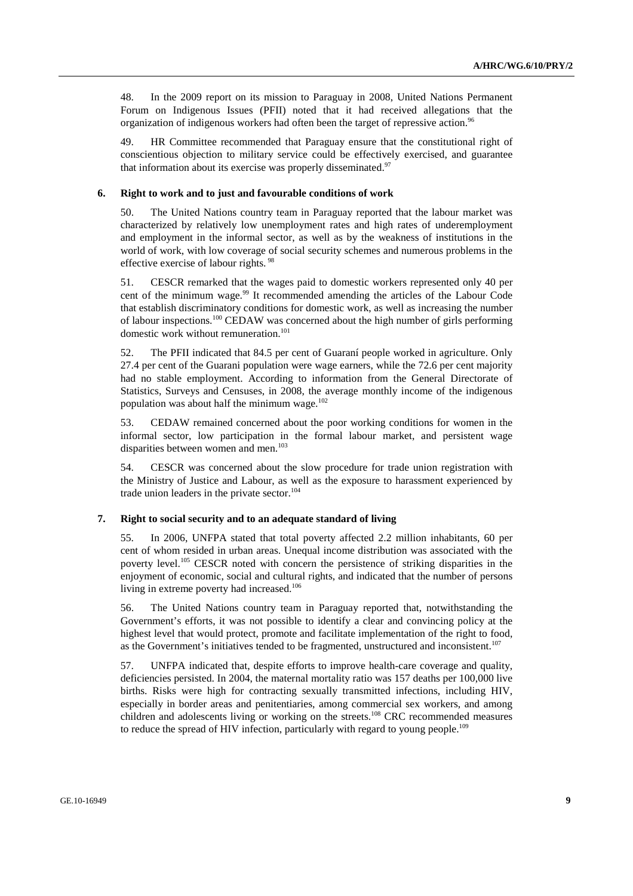48. In the 2009 report on its mission to Paraguay in 2008, United Nations Permanent Forum on Indigenous Issues (PFII) noted that it had received allegations that the organization of indigenous workers had often been the target of repressive action.[96]

49. HR Committee recommended that Paraguay ensure that the constitutional right of conscientious objection to military service could be effectively exercised, and guarantee that information about its exercise was properly disseminated.[97]

### 6. Right to work and to just and favourable conditions of work

50. The United Nations country team in Paraguay reported that the labour market was characterized by relatively low unemployment rates and high rates of underemployment and employment in the informal sector, as well as by the weakness of institutions in the world of work, with low coverage of social security schemes and numerous problems in the effective exercise of labour rights.[98]

51. CESCR remarked that the wages paid to domestic workers represented only 40 per cent of the minimum wage.[99] It recommended amending the articles of the Labour Code that establish discriminatory conditions for domestic work, as well as increasing the number of labour inspections.[100] CEDAW was concerned about the high number of girls performing domestic work without remuneration.[101]

52. The PFII indicated that 84.5 per cent of Guaraní people worked in agriculture. Only 27.4 per cent of the Guarani population were wage earners, while the 72.6 per cent majority had no stable employment. According to information from the General Directorate of Statistics, Surveys and Censuses, in 2008, the average monthly income of the indigenous population was about half the minimum wage.[102]

53. CEDAW remained concerned about the poor working conditions for women in the informal sector, low participation in the formal labour market, and persistent wage disparities between women and men.[103]

54. CESCR was concerned about the slow procedure for trade union registration with the Ministry of Justice and Labour, as well as the exposure to harassment experienced by trade union leaders in the private sector.[104]

### 7. Right to social security and to an adequate standard of living

55. In 2006, UNFPA stated that total poverty affected 2.2 million inhabitants, 60 per cent of whom resided in urban areas. Unequal income distribution was associated with the poverty level.[105] CESCR noted with concern the persistence of striking disparities in the enjoyment of economic, social and cultural rights, and indicated that the number of persons living in extreme poverty had increased.[106]

56. The United Nations country team in Paraguay reported that, notwithstanding the Government's efforts, it was not possible to identify a clear and convincing policy at the highest level that would protect, promote and facilitate implementation of the right to food, as the Government's initiatives tended to be fragmented, unstructured and inconsistent.[107]

57. UNFPA indicated that, despite efforts to improve health-care coverage and quality, deficiencies persisted. In 2004, the maternal mortality ratio was 157 deaths per 100,000 live births. Risks were high for contracting sexually transmitted infections, including HIV, especially in border areas and penitentiaries, among commercial sex workers, and among children and adolescents living or working on the streets.[108] CRC recommended measures to reduce the spread of HIV infection, particularly with regard to young people.[109]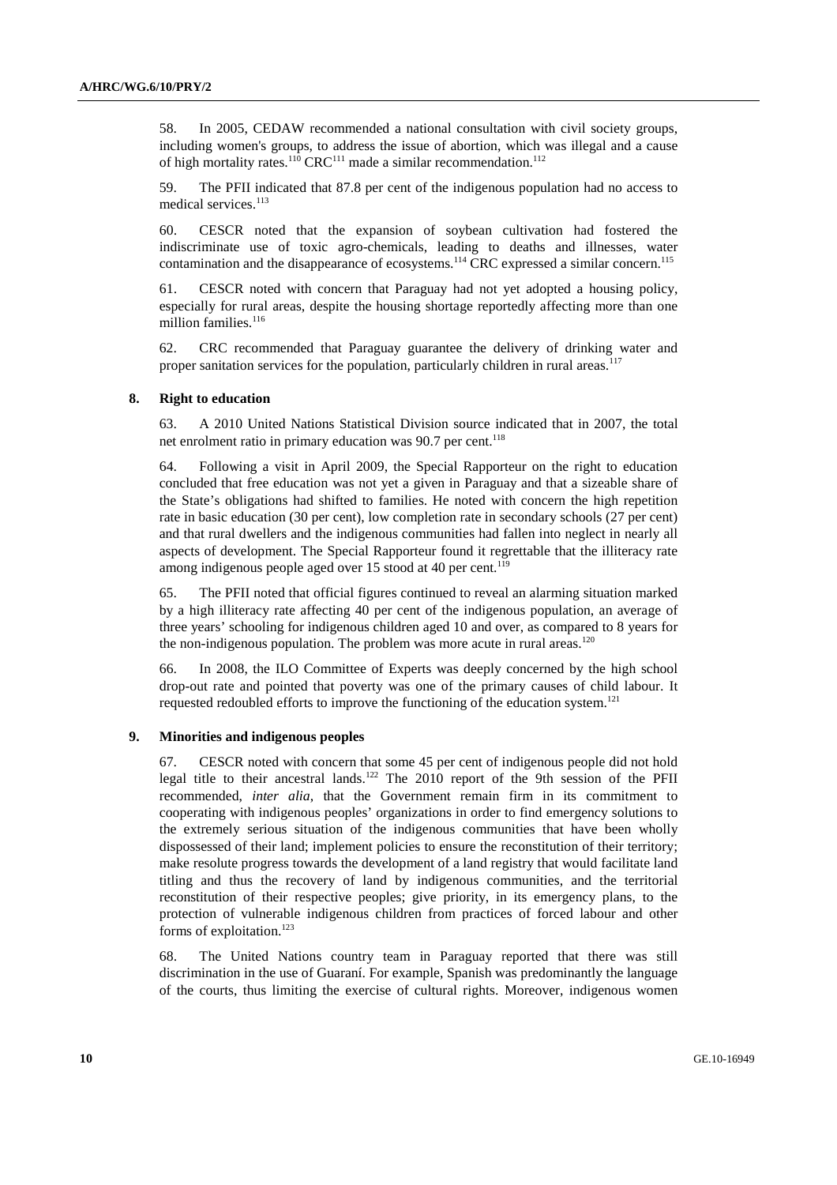58. In 2005, CEDAW recommended a national consultation with civil society groups, including women's groups, to address the issue of abortion, which was illegal and a cause of high mortality rates.[110] CRC[111] made a similar recommendation.[112]

59. The PFII indicated that 87.8 per cent of the indigenous population had no access to medical services.[113]

60. CESCR noted that the expansion of soybean cultivation had fostered the indiscriminate use of toxic agro-chemicals, leading to deaths and illnesses, water contamination and the disappearance of ecosystems.[114] CRC expressed a similar concern.[115]

61. CESCR noted with concern that Paraguay had not yet adopted a housing policy, especially for rural areas, despite the housing shortage reportedly affecting more than one million families.[116]

62. CRC recommended that Paraguay guarantee the delivery of drinking water and proper sanitation services for the population, particularly children in rural areas.[117]

### 8. Right to education

63. A 2010 United Nations Statistical Division source indicated that in 2007, the total net enrolment ratio in primary education was 90.7 per cent.[118]

64. Following a visit in April 2009, the Special Rapporteur on the right to education concluded that free education was not yet a given in Paraguay and that a sizeable share of the State's obligations had shifted to families. He noted with concern the high repetition rate in basic education (30 per cent), low completion rate in secondary schools (27 per cent) and that rural dwellers and the indigenous communities had fallen into neglect in nearly all aspects of development. The Special Rapporteur found it regrettable that the illiteracy rate among indigenous people aged over 15 stood at 40 per cent.[119]

65. The PFII noted that official figures continued to reveal an alarming situation marked by a high illiteracy rate affecting 40 per cent of the indigenous population, an average of three years' schooling for indigenous children aged 10 and over, as compared to 8 years for the non-indigenous population. The problem was more acute in rural areas.[120]

66. In 2008, the ILO Committee of Experts was deeply concerned by the high school drop-out rate and pointed that poverty was one of the primary causes of child labour. It requested redoubled efforts to improve the functioning of the education system.[121]

### 9. Minorities and indigenous peoples

67. CESCR noted with concern that some 45 per cent of indigenous people did not hold legal title to their ancestral lands.[122] The 2010 report of the 9th session of the PFII recommended, *inter alia*, that the Government remain firm in its commitment to cooperating with indigenous peoples' organizations in order to find emergency solutions to the extremely serious situation of the indigenous communities that have been wholly dispossessed of their land; implement policies to ensure the reconstitution of their territory; make resolute progress towards the development of a land registry that would facilitate land titling and thus the recovery of land by indigenous communities, and the territorial reconstitution of their respective peoples; give priority, in its emergency plans, to the protection of vulnerable indigenous children from practices of forced labour and other forms of exploitation.[123]

68. The United Nations country team in Paraguay reported that there was still discrimination in the use of Guaraní. For example, Spanish was predominantly the language of the courts, thus limiting the exercise of cultural rights. Moreover, indigenous women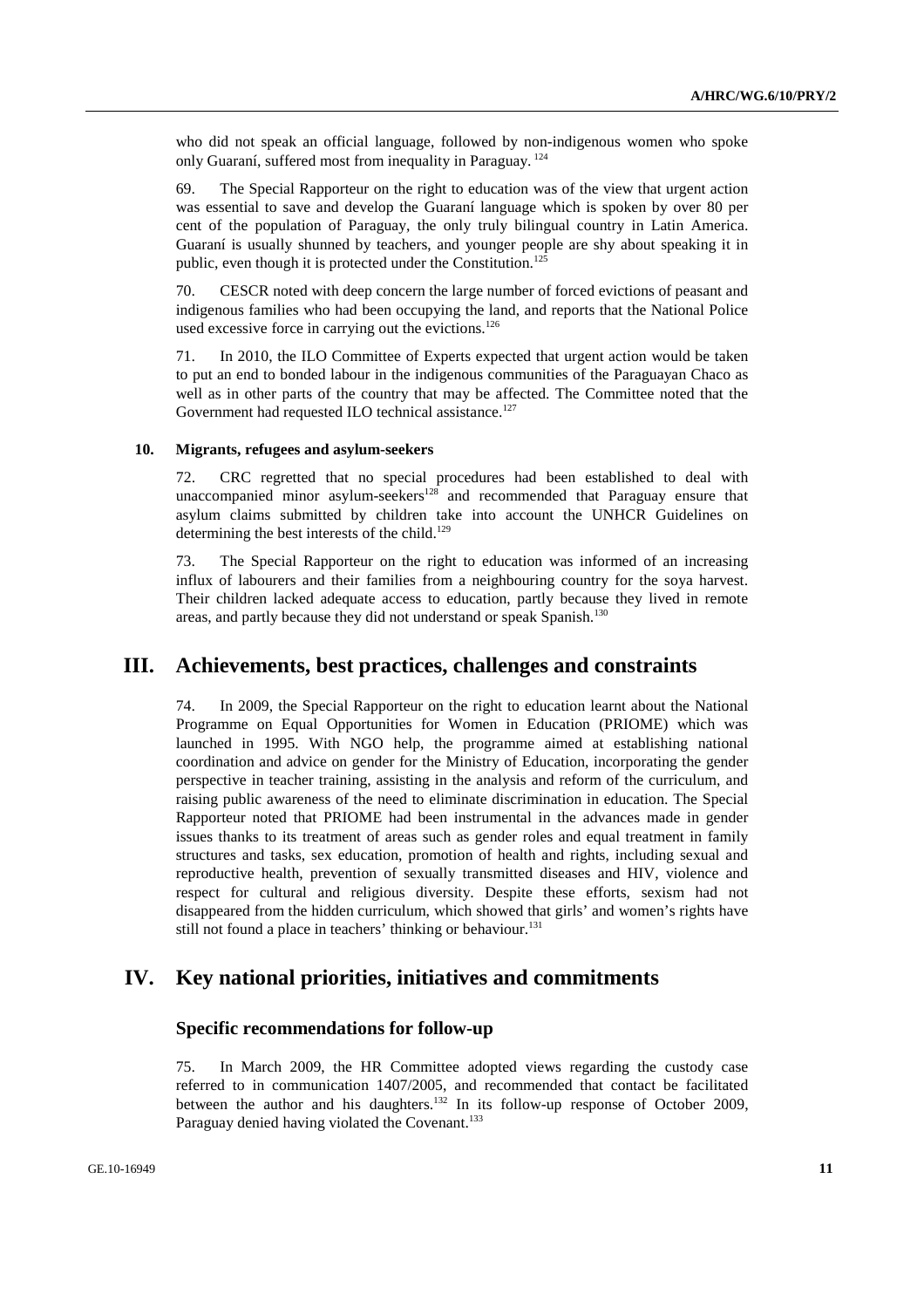who did not speak an official language, followed by non-indigenous women who spoke only Guaraní, suffered most from inequality in Paraguay. [124]

69. The Special Rapporteur on the right to education was of the view that urgent action was essential to save and develop the Guaraní language which is spoken by over 80 per cent of the population of Paraguay, the only truly bilingual country in Latin America. Guaraní is usually shunned by teachers, and younger people are shy about speaking it in public, even though it is protected under the Constitution.[125]

70. CESCR noted with deep concern the large number of forced evictions of peasant and indigenous families who had been occupying the land, and reports that the National Police used excessive force in carrying out the evictions.[126]

71. In 2010, the ILO Committee of Experts expected that urgent action would be taken to put an end to bonded labour in the indigenous communities of the Paraguayan Chaco as well as in other parts of the country that may be affected. The Committee noted that the Government had requested ILO technical assistance.[127]

### 10. Migrants, refugees and asylum-seekers

72. CRC regretted that no special procedures had been established to deal with unaccompanied minor asylum-seekers[128] and recommended that Paraguay ensure that asylum claims submitted by children take into account the UNHCR Guidelines on determining the best interests of the child.[129]

73. The Special Rapporteur on the right to education was informed of an increasing influx of labourers and their families from a neighbouring country for the soya harvest. Their children lacked adequate access to education, partly because they lived in remote areas, and partly because they did not understand or speak Spanish.[130]

## III. Achievements, best practices, challenges and constraints

74. In 2009, the Special Rapporteur on the right to education learnt about the National Programme on Equal Opportunities for Women in Education (PRIOME) which was launched in 1995. With NGO help, the programme aimed at establishing national coordination and advice on gender for the Ministry of Education, incorporating the gender perspective in teacher training, assisting in the analysis and reform of the curriculum, and raising public awareness of the need to eliminate discrimination in education. The Special Rapporteur noted that PRIOME had been instrumental in the advances made in gender issues thanks to its treatment of areas such as gender roles and equal treatment in family structures and tasks, sex education, promotion of health and rights, including sexual and reproductive health, prevention of sexually transmitted diseases and HIV, violence and respect for cultural and religious diversity. Despite these efforts, sexism had not disappeared from the hidden curriculum, which showed that girls' and women's rights have still not found a place in teachers' thinking or behaviour.[131]

## IV. Key national priorities, initiatives and commitments

### Specific recommendations for follow-up

75. In March 2009, the HR Committee adopted views regarding the custody case referred to in communication 1407/2005, and recommended that contact be facilitated between the author and his daughters.[132] In its follow-up response of October 2009, Paraguay denied having violated the Covenant.[133]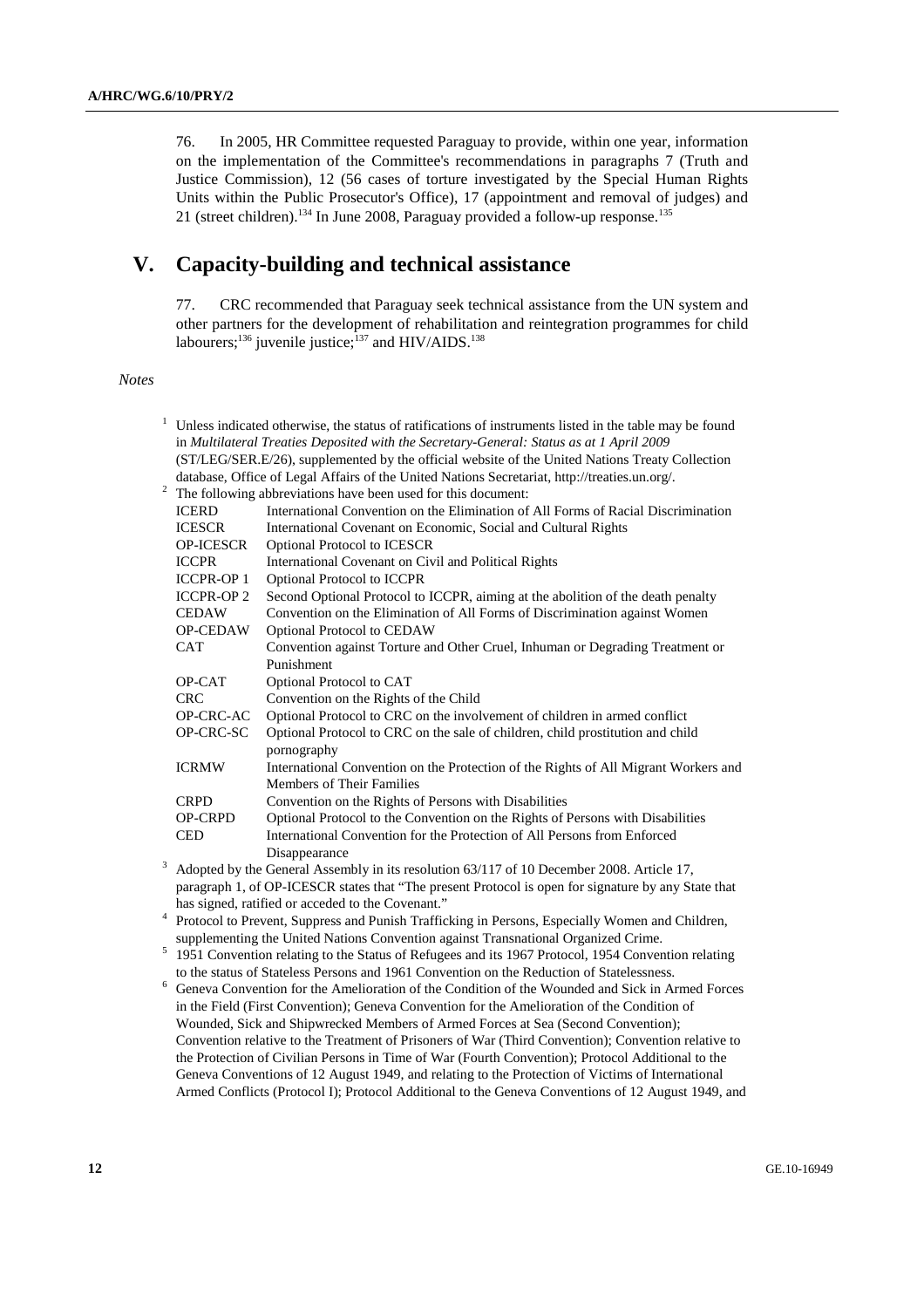76. In 2005, HR Committee requested Paraguay to provide, within one year, information on the implementation of the Committee's recommendations in paragraphs 7 (Truth and Justice Commission), 12 (56 cases of torture investigated by the Special Human Rights Units within the Public Prosecutor's Office), 17 (appointment and removal of judges) and 21 (street children).[134] In June 2008, Paraguay provided a follow-up response.[135]

# V. Capacity-building and technical assistance

77. CRC recommended that Paraguay seek technical assistance from the UN system and other partners for the development of rehabilitation and reintegration programmes for child labourers;[136] juvenile justice;[137] and HIV/AIDS.[138]

*Notes*

[1] Unless indicated otherwise, the status of ratifications of instruments listed in the table may be found in *Multilateral Treaties Deposited with the Secretary-General: Status as at 1 April 2009* (ST/LEG/SER.E/26), supplemented by the official website of the United Nations Treaty Collection database, Office of Legal Affairs of the United Nations Secretariat, http://treaties.un.org/.

[2] The following abbreviations have been used for this document:

| | |
|---|---|
| ICERD | International Convention on the Elimination of All Forms of Racial Discrimination |
| ICESCR | International Covenant on Economic, Social and Cultural Rights |
| OP-ICESCR | Optional Protocol to ICESCR |
| ICCPR | International Covenant on Civil and Political Rights |
| ICCPR-OP 1 | Optional Protocol to ICCPR |
| ICCPR-OP 2 | Second Optional Protocol to ICCPR, aiming at the abolition of the death penalty |
| CEDAW | Convention on the Elimination of All Forms of Discrimination against Women |
| OP-CEDAW | Optional Protocol to CEDAW |
| CAT | Convention against Torture and Other Cruel, Inhuman or Degrading Treatment or Punishment |
| OP-CAT | Optional Protocol to CAT |
| CRC | Convention on the Rights of the Child |
| OP-CRC-AC | Optional Protocol to CRC on the involvement of children in armed conflict |
| OP-CRC-SC | Optional Protocol to CRC on the sale of children, child prostitution and child pornography |
| ICRMW | International Convention on the Protection of the Rights of All Migrant Workers and Members of Their Families |
| CRPD | Convention on the Rights of Persons with Disabilities |
| OP-CRPD | Optional Protocol to the Convention on the Rights of Persons with Disabilities |
| CED | International Convention for the Protection of All Persons from Enforced Disappearance |

[3] Adopted by the General Assembly in its resolution 63/117 of 10 December 2008. Article 17, paragraph 1, of OP-ICESCR states that "The present Protocol is open for signature by any State that has signed, ratified or acceded to the Covenant."

[4] Protocol to Prevent, Suppress and Punish Trafficking in Persons, Especially Women and Children, supplementing the United Nations Convention against Transnational Organized Crime.

[5] 1951 Convention relating to the Status of Refugees and its 1967 Protocol, 1954 Convention relating to the status of Stateless Persons and 1961 Convention on the Reduction of Statelessness.

[6] Geneva Convention for the Amelioration of the Condition of the Wounded and Sick in Armed Forces in the Field (First Convention); Geneva Convention for the Amelioration of the Condition of Wounded, Sick and Shipwrecked Members of Armed Forces at Sea (Second Convention); Convention relative to the Treatment of Prisoners of War (Third Convention); Convention relative to the Protection of Civilian Persons in Time of War (Fourth Convention); Protocol Additional to the Geneva Conventions of 12 August 1949, and relating to the Protection of Victims of International Armed Conflicts (Protocol I); Protocol Additional to the Geneva Conventions of 12 August 1949, and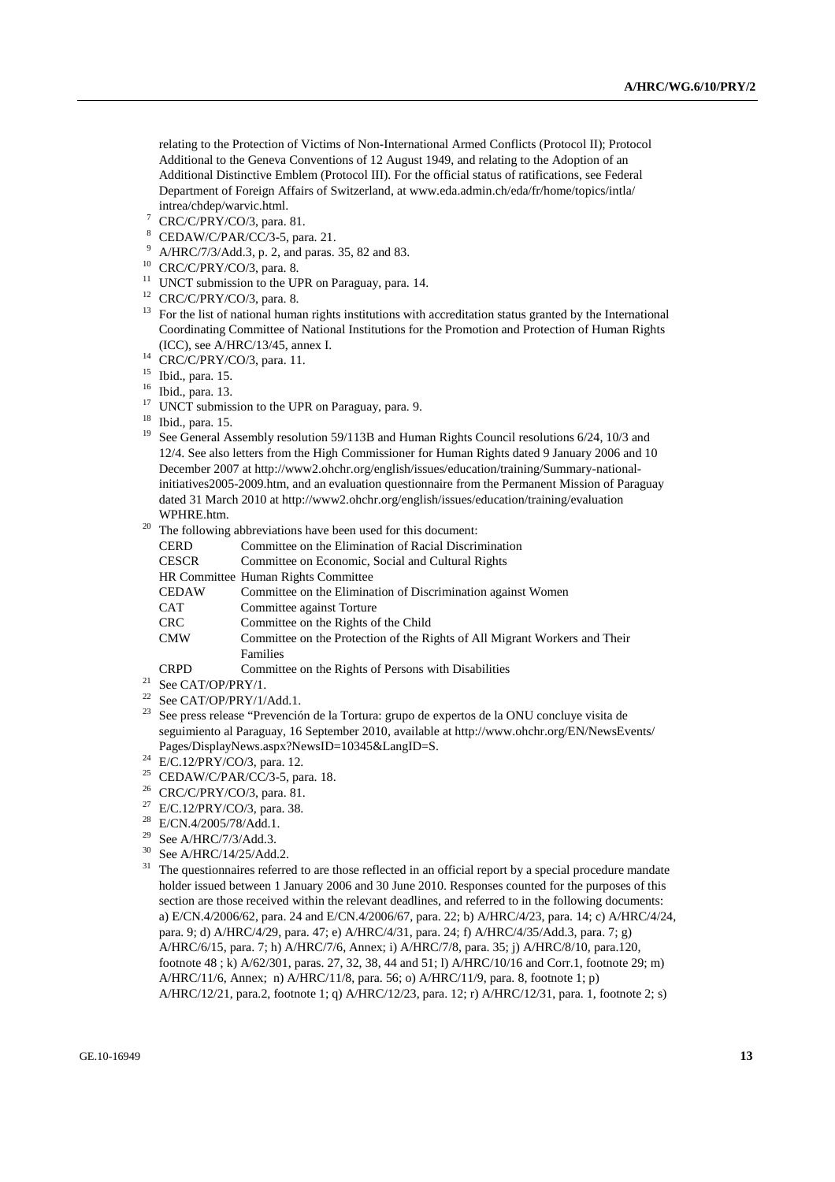relating to the Protection of Victims of Non-International Armed Conflicts (Protocol II); Protocol Additional to the Geneva Conventions of 12 August 1949, and relating to the Adoption of an Additional Distinctive Emblem (Protocol III). For the official status of ratifications, see Federal Department of Foreign Affairs of Switzerland, at www.eda.admin.ch/eda/fr/home/topics/intla/intrea/chdep/warvic.html.

[7] CRC/C/PRY/CO/3, para. 81.

[8] CEDAW/C/PAR/CC/3-5, para. 21.

[9] A/HRC/7/3/Add.3, p. 2, and paras. 35, 82 and 83.

[10] CRC/C/PRY/CO/3, para. 8.

[11] UNCT submission to the UPR on Paraguay, para. 14.

[12] CRC/C/PRY/CO/3, para. 8.

[13] For the list of national human rights institutions with accreditation status granted by the International Coordinating Committee of National Institutions for the Promotion and Protection of Human Rights (ICC), see A/HRC/13/45, annex I.

[14] CRC/C/PRY/CO/3, para. 11.

[15] Ibid., para. 15.

[16] Ibid., para. 13.

[17] UNCT submission to the UPR on Paraguay, para. 9.

[18] Ibid., para. 15.

[19] See General Assembly resolution 59/113B and Human Rights Council resolutions 6/24, 10/3 and 12/4. See also letters from the High Commissioner for Human Rights dated 9 January 2006 and 10 December 2007 at http://www2.ohchr.org/english/issues/education/training/Summary-national-initiatives2005-2009.htm, and an evaluation questionnaire from the Permanent Mission of Paraguay dated 31 March 2010 at http://www2.ohchr.org/english/issues/education/training/evaluation WPHRE.htm.

[20] The following abbreviations have been used for this document:

| | |
|---|---|
| CERD | Committee on the Elimination of Racial Discrimination |
| CESCR | Committee on Economic, Social and Cultural Rights |
| HR Committee | Human Rights Committee |
| CEDAW | Committee on the Elimination of Discrimination against Women |
| CAT | Committee against Torture |
| CRC | Committee on the Rights of the Child |
| CMW | Committee on the Protection of the Rights of All Migrant Workers and Their Families |
| CRPD | Committee on the Rights of Persons with Disabilities |

[21] See CAT/OP/PRY/1.

[22] See CAT/OP/PRY/1/Add.1.

[23] See press release "Prevención de la Tortura: grupo de expertos de la ONU concluye visita de seguimiento al Paraguay, 16 September 2010, available at http://www.ohchr.org/EN/NewsEvents/Pages/DisplayNews.aspx?NewsID=10345&LangID=S.

[24] E/C.12/PRY/CO/3, para. 12.

[25] CEDAW/C/PAR/CC/3-5, para. 18.

[26] CRC/C/PRY/CO/3, para. 81.

[27] E/C.12/PRY/CO/3, para. 38.

[28] E/CN.4/2005/78/Add.1.

[29] See A/HRC/7/3/Add.3.

[30] See A/HRC/14/25/Add.2.

[31] The questionnaires referred to are those reflected in an official report by a special procedure mandate holder issued between 1 January 2006 and 30 June 2010. Responses counted for the purposes of this section are those received within the relevant deadlines, and referred to in the following documents: a) E/CN.4/2006/62, para. 24 and E/CN.4/2006/67, para. 22; b) A/HRC/4/23, para. 14; c) A/HRC/4/24, para. 9; d) A/HRC/4/29, para. 47; e) A/HRC/4/31, para. 24; f) A/HRC/4/35/Add.3, para. 7; g) A/HRC/6/15, para. 7; h) A/HRC/7/6, Annex; i) A/HRC/7/8, para. 35; j) A/HRC/8/10, para.120, footnote 48 ; k) A/62/301, paras. 27, 32, 38, 44 and 51; l) A/HRC/10/16 and Corr.1, footnote 29; m) A/HRC/11/6, Annex; n) A/HRC/11/8, para. 56; o) A/HRC/11/9, para. 8, footnote 1; p) A/HRC/12/21, para.2, footnote 1; q) A/HRC/12/23, para. 12; r) A/HRC/12/31, para. 1, footnote 2; s)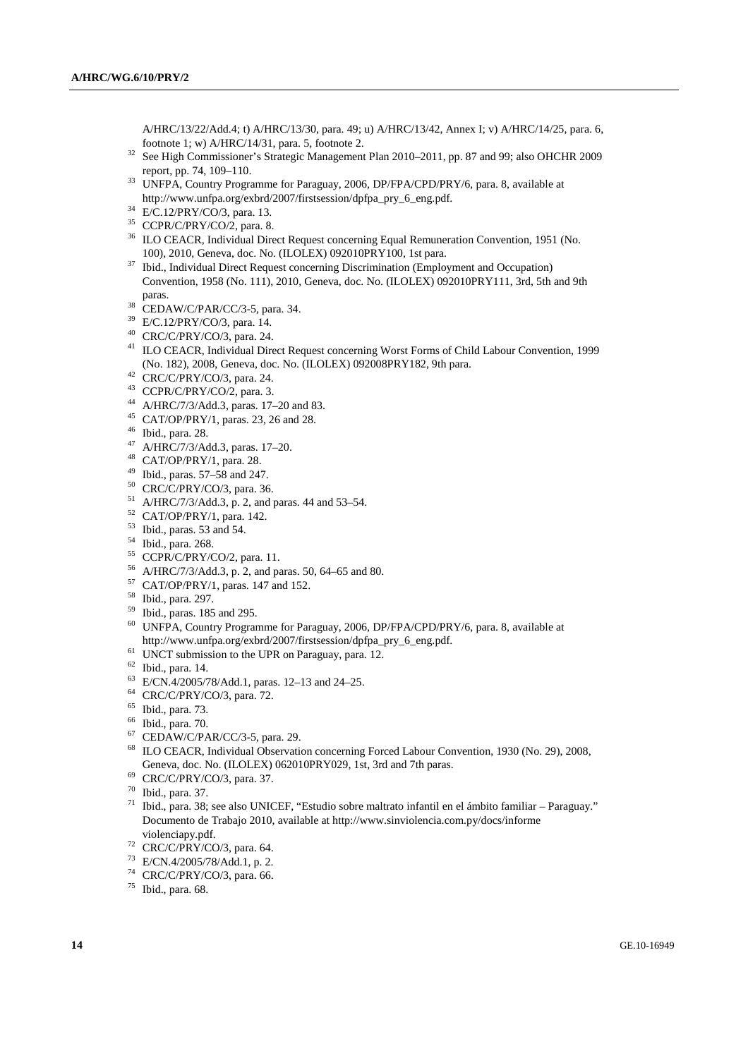A/HRC/13/22/Add.4; t) A/HRC/13/30, para. 49; u) A/HRC/13/42, Annex I; v) A/HRC/14/25, para. 6, footnote 1; w) A/HRC/14/31, para. 5, footnote 2.

[32] See High Commissioner's Strategic Management Plan 2010–2011, pp. 87 and 99; also OHCHR 2009 report, pp. 74, 109–110.

[33] UNFPA, Country Programme for Paraguay, 2006, DP/FPA/CPD/PRY/6, para. 8, available at http://www.unfpa.org/exbrd/2007/firstsession/dpfpa_pry_6_eng.pdf.

[34] E/C.12/PRY/CO/3, para. 13.

[35] CCPR/C/PRY/CO/2, para. 8.

[36] ILO CEACR, Individual Direct Request concerning Equal Remuneration Convention, 1951 (No. 100), 2010, Geneva, doc. No. (ILOLEX) 092010PRY100, 1st para.

[37] Ibid., Individual Direct Request concerning Discrimination (Employment and Occupation) Convention, 1958 (No. 111), 2010, Geneva, doc. No. (ILOLEX) 092010PRY111, 3rd, 5th and 9th paras.

[38] CEDAW/C/PAR/CC/3-5, para. 34.

[39] E/C.12/PRY/CO/3, para. 14.

[40] CRC/C/PRY/CO/3, para. 24.

[41] ILO CEACR, Individual Direct Request concerning Worst Forms of Child Labour Convention, 1999 (No. 182), 2008, Geneva, doc. No. (ILOLEX) 092008PRY182, 9th para.

[42] CRC/C/PRY/CO/3, para. 24.

[43] CCPR/C/PRY/CO/2, para. 3.

[44] A/HRC/7/3/Add.3, paras. 17–20 and 83.

[45] CAT/OP/PRY/1, paras. 23, 26 and 28.

[46] Ibid., para. 28.

[47] A/HRC/7/3/Add.3, paras. 17–20.

[48] CAT/OP/PRY/1, para. 28.

[49] Ibid., paras. 57–58 and 247.

[50] CRC/C/PRY/CO/3, para. 36.

[51] A/HRC/7/3/Add.3, p. 2, and paras. 44 and 53–54.

[52] CAT/OP/PRY/1, para. 142.

[53] Ibid., paras. 53 and 54.

[54] Ibid., para. 268.

[55] CCPR/C/PRY/CO/2, para. 11.

[56] A/HRC/7/3/Add.3, p. 2, and paras. 50, 64–65 and 80.

[57] CAT/OP/PRY/1, paras. 147 and 152.

[58] Ibid., para. 297.

[59] Ibid., paras. 185 and 295.

[60] UNFPA, Country Programme for Paraguay, 2006, DP/FPA/CPD/PRY/6, para. 8, available at http://www.unfpa.org/exbrd/2007/firstsession/dpfpa_pry_6_eng.pdf.

[61] UNCT submission to the UPR on Paraguay, para. 12.

[62] Ibid., para. 14.

[63] E/CN.4/2005/78/Add.1, paras. 12–13 and 24–25.

[64] CRC/C/PRY/CO/3, para. 72.

[65] Ibid., para. 73.

[66] Ibid., para. 70.

[67] CEDAW/C/PAR/CC/3-5, para. 29.

[68] ILO CEACR, Individual Observation concerning Forced Labour Convention, 1930 (No. 29), 2008, Geneva, doc. No. (ILOLEX) 062010PRY029, 1st, 3rd and 7th paras.

[69] CRC/C/PRY/CO/3, para. 37.

[70] Ibid., para. 37.

[71] Ibid., para. 38; see also UNICEF, "Estudio sobre maltrato infantil en el ámbito familiar – Paraguay." Documento de Trabajo 2010, available at http://www.sinviolencia.com.py/docs/informe violenciapy.pdf.

[72] CRC/C/PRY/CO/3, para. 64.

[73] E/CN.4/2005/78/Add.1, p. 2.

[74] CRC/C/PRY/CO/3, para. 66.

[75] Ibid., para. 68.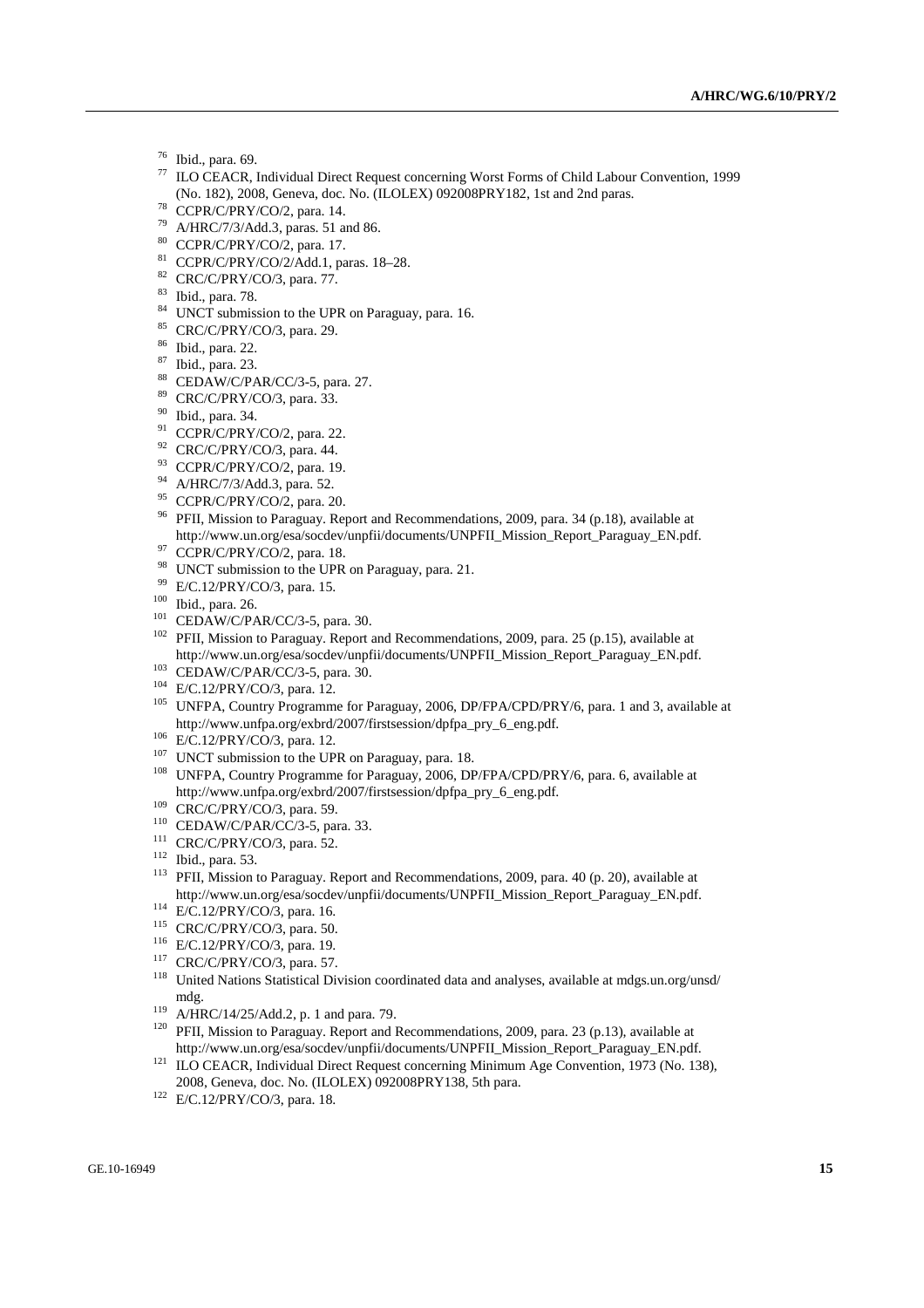[76] Ibid., para. 69.

[77] ILO CEACR, Individual Direct Request concerning Worst Forms of Child Labour Convention, 1999 (No. 182), 2008, Geneva, doc. No. (ILOLEX) 092008PRY182, 1st and 2nd paras.

[78] CCPR/C/PRY/CO/2, para. 14.

[79] A/HRC/7/3/Add.3, paras. 51 and 86.

[80] CCPR/C/PRY/CO/2, para. 17.

[81] CCPR/C/PRY/CO/2/Add.1, paras. 18–28.

[82] CRC/C/PRY/CO/3, para. 77.

[83] Ibid., para. 78.

[84] UNCT submission to the UPR on Paraguay, para. 16.

[85] CRC/C/PRY/CO/3, para. 29.

[86] Ibid., para. 22.

[87] Ibid., para. 23.

[88] CEDAW/C/PAR/CC/3-5, para. 27.

[89] CRC/C/PRY/CO/3, para. 33.

[90] Ibid., para. 34.

[91] CCPR/C/PRY/CO/2, para. 22.

[92] CRC/C/PRY/CO/3, para. 44.

[93] CCPR/C/PRY/CO/2, para. 19.

[94] A/HRC/7/3/Add.3, para. 52.

[95] CCPR/C/PRY/CO/2, para. 20.

[96] PFII, Mission to Paraguay. Report and Recommendations, 2009, para. 34 (p.18), available at http://www.un.org/esa/socdev/unpfii/documents/UNPFII_Mission_Report_Paraguay_EN.pdf.

[97] CCPR/C/PRY/CO/2, para. 18.

[98] UNCT submission to the UPR on Paraguay, para. 21.

[99] E/C.12/PRY/CO/3, para. 15.

[100] Ibid., para. 26.

[101] CEDAW/C/PAR/CC/3-5, para. 30.

[102] PFII, Mission to Paraguay. Report and Recommendations, 2009, para. 25 (p.15), available at http://www.un.org/esa/socdev/unpfii/documents/UNPFII_Mission_Report_Paraguay_EN.pdf.

[103] CEDAW/C/PAR/CC/3-5, para. 30.

[104] E/C.12/PRY/CO/3, para. 12.

[105] UNFPA, Country Programme for Paraguay, 2006, DP/FPA/CPD/PRY/6, para. 1 and 3, available at http://www.unfpa.org/exbrd/2007/firstsession/dpfpa_pry_6_eng.pdf.

[106] E/C.12/PRY/CO/3, para. 12.

[107] UNCT submission to the UPR on Paraguay, para. 18.

[108] UNFPA, Country Programme for Paraguay, 2006, DP/FPA/CPD/PRY/6, para. 6, available at http://www.unfpa.org/exbrd/2007/firstsession/dpfpa_pry_6_eng.pdf.

[109] CRC/C/PRY/CO/3, para. 59.

[110] CEDAW/C/PAR/CC/3-5, para. 33.

[111] CRC/C/PRY/CO/3, para. 52.

[112] Ibid., para. 53.

[113] PFII, Mission to Paraguay. Report and Recommendations, 2009, para. 40 (p. 20), available at http://www.un.org/esa/socdev/unpfii/documents/UNPFII_Mission_Report_Paraguay_EN.pdf.

[114] E/C.12/PRY/CO/3, para. 16.

[115] CRC/C/PRY/CO/3, para. 50.

[116] E/C.12/PRY/CO/3, para. 19.

[117] CRC/C/PRY/CO/3, para. 57.

[118] United Nations Statistical Division coordinated data and analyses, available at mdgs.un.org/unsd/mdg.

[119] A/HRC/14/25/Add.2, p. 1 and para. 79.

[120] PFII, Mission to Paraguay. Report and Recommendations, 2009, para. 23 (p.13), available at http://www.un.org/esa/socdev/unpfii/documents/UNPFII_Mission_Report_Paraguay_EN.pdf.

[121] ILO CEACR, Individual Direct Request concerning Minimum Age Convention, 1973 (No. 138), 2008, Geneva, doc. No. (ILOLEX) 092008PRY138, 5th para.

[122] E/C.12/PRY/CO/3, para. 18.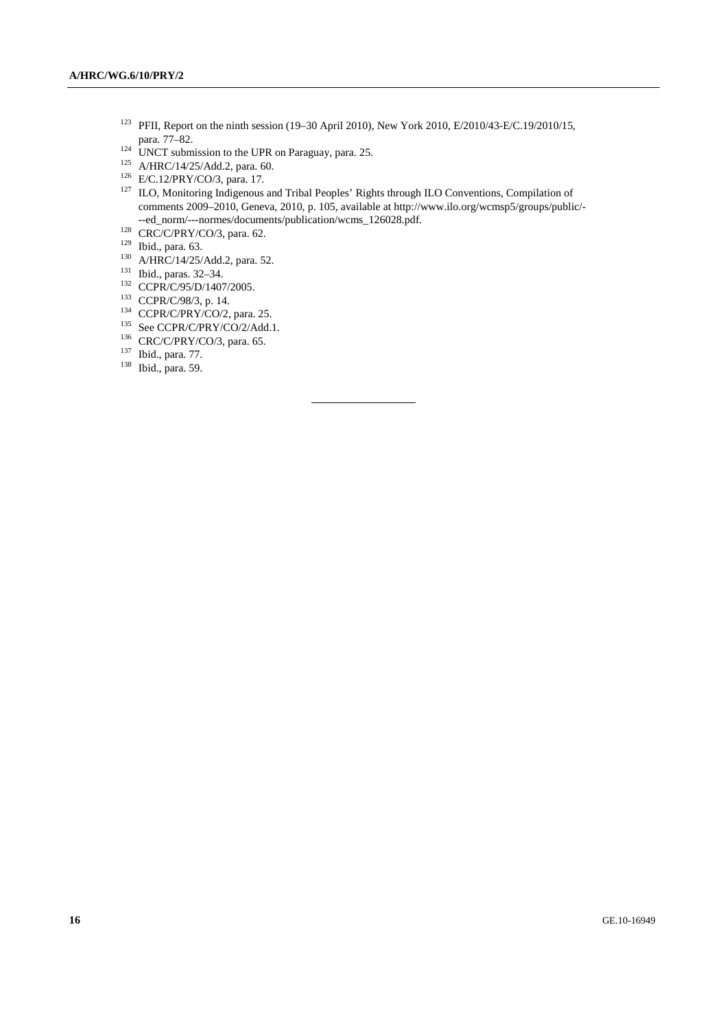[123] PFII, Report on the ninth session (19–30 April 2010), New York 2010, E/2010/43-E/C.19/2010/15, para. 77–82.

[124] UNCT submission to the UPR on Paraguay, para. 25.

[125] A/HRC/14/25/Add.2, para. 60.

[126] E/C.12/PRY/CO/3, para. 17.

[127] ILO, Monitoring Indigenous and Tribal Peoples' Rights through ILO Conventions, Compilation of comments 2009–2010, Geneva, 2010, p. 105, available at http://www.ilo.org/wcmsp5/groups/public/---ed_norm/---normes/documents/publication/wcms_126028.pdf.

[128] CRC/C/PRY/CO/3, para. 62.

[129] Ibid., para. 63.

[130] A/HRC/14/25/Add.2, para. 52.

[131] Ibid., paras. 32–34.

[132] CCPR/C/95/D/1407/2005.

[133] CCPR/C/98/3, p. 14.

[134] CCPR/C/PRY/CO/2, para. 25.

[135] See CCPR/C/PRY/CO/2/Add.1.

[136] CRC/C/PRY/CO/3, para. 65.

[137] Ibid., para. 77.

[138] Ibid., para. 59.